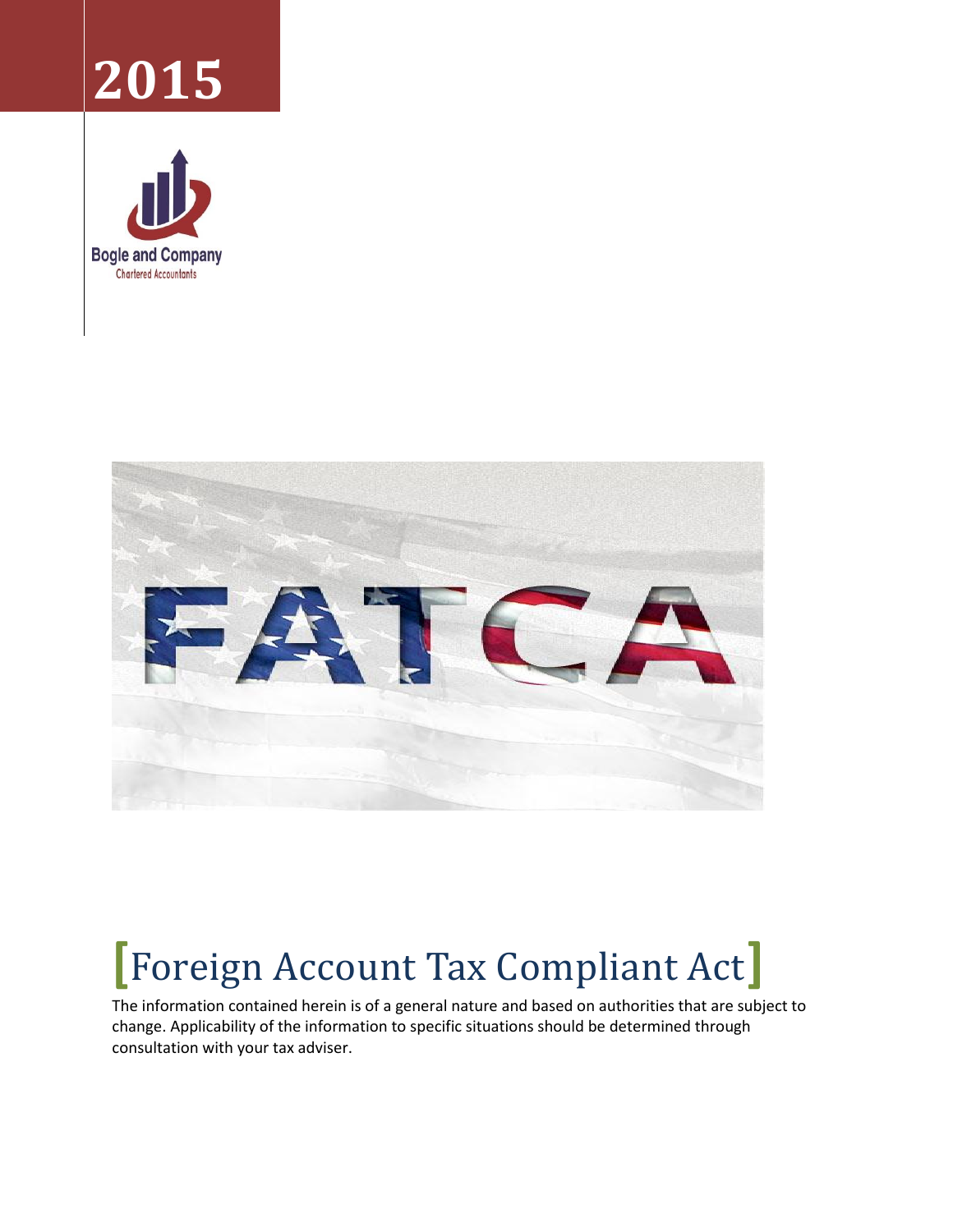# 2015

Bogle and Company

Chartered Accountants

FATCA

# [Foreign Account Tax Compliant Act]

The information contained herein is of a general nature and based on authorities that are subject to change. Applicability of the information to specific situations should be determined through consultation with your tax adviser.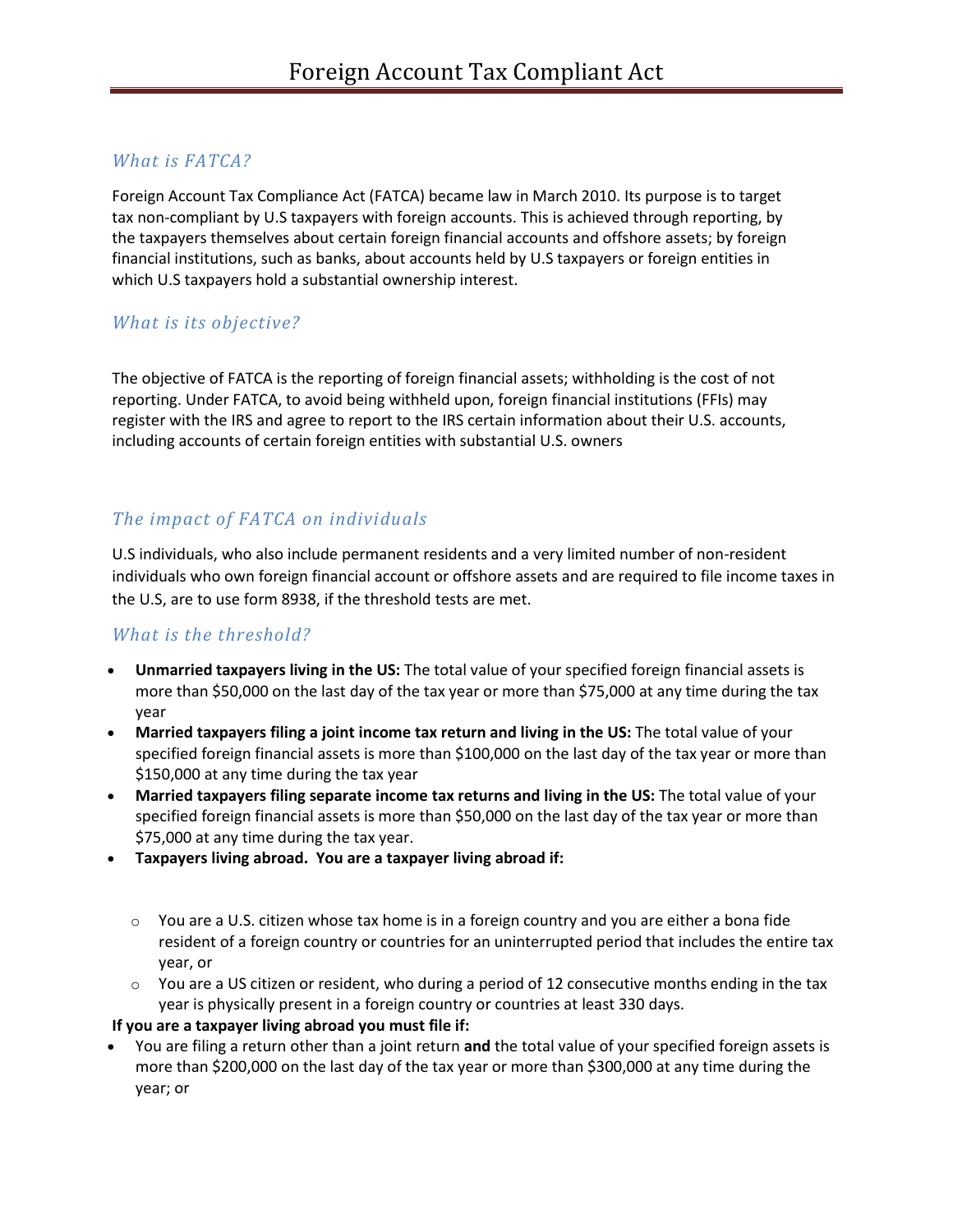# Foreign Account Tax Compliant Act

## *What is FATCA?*

Foreign Account Tax Compliance Act (FATCA) became law in March 2010. Its purpose is to target tax non-compliant by U.S taxpayers with foreign accounts. This is achieved through reporting, by the taxpayers themselves about certain foreign financial accounts and offshore assets; by foreign financial institutions, such as banks, about accounts held by U.S taxpayers or foreign entities in which U.S taxpayers hold a substantial ownership interest.

## *What is its objective?*

The objective of FATCA is the reporting of foreign financial assets; withholding is the cost of not reporting. Under FATCA, to avoid being withheld upon, foreign financial institutions (FFIs) may register with the IRS and agree to report to the IRS certain information about their U.S. accounts, including accounts of certain foreign entities with substantial U.S. owners

## *The impact of FATCA on individuals*

U.S individuals, who also include permanent residents and a very limited number of non-resident individuals who own foreign financial account or offshore assets and are required to file income taxes in the U.S, are to use form 8938, if the threshold tests are met.

## *What is the threshold?*

- **Unmarried taxpayers living in the US:** The total value of your specified foreign financial assets is more than $50,000 on the last day of the tax year or more than $75,000 at any time during the tax year
- **Married taxpayers filing a joint income tax return and living in the US:** The total value of your specified foreign financial assets is more than $100,000 on the last day of the tax year or more than $150,000 at any time during the tax year
- **Married taxpayers filing separate income tax returns and living in the US:** The total value of your specified foreign financial assets is more than $50,000 on the last day of the tax year or more than $75,000 at any time during the tax year.
- **Taxpayers living abroad. You are a taxpayer living abroad if:**
  - You are a U.S. citizen whose tax home is in a foreign country and you are either a bona fide resident of a foreign country or countries for an uninterrupted period that includes the entire tax year, or
  - You are a US citizen or resident, who during a period of 12 consecutive months ending in the tax year is physically present in a foreign country or countries at least 330 days.

**If you are a taxpayer living abroad you must file if:**

- You are filing a return other than a joint return **and** the total value of your specified foreign assets is more than $200,000 on the last day of the tax year or more than $300,000 at any time during the year; or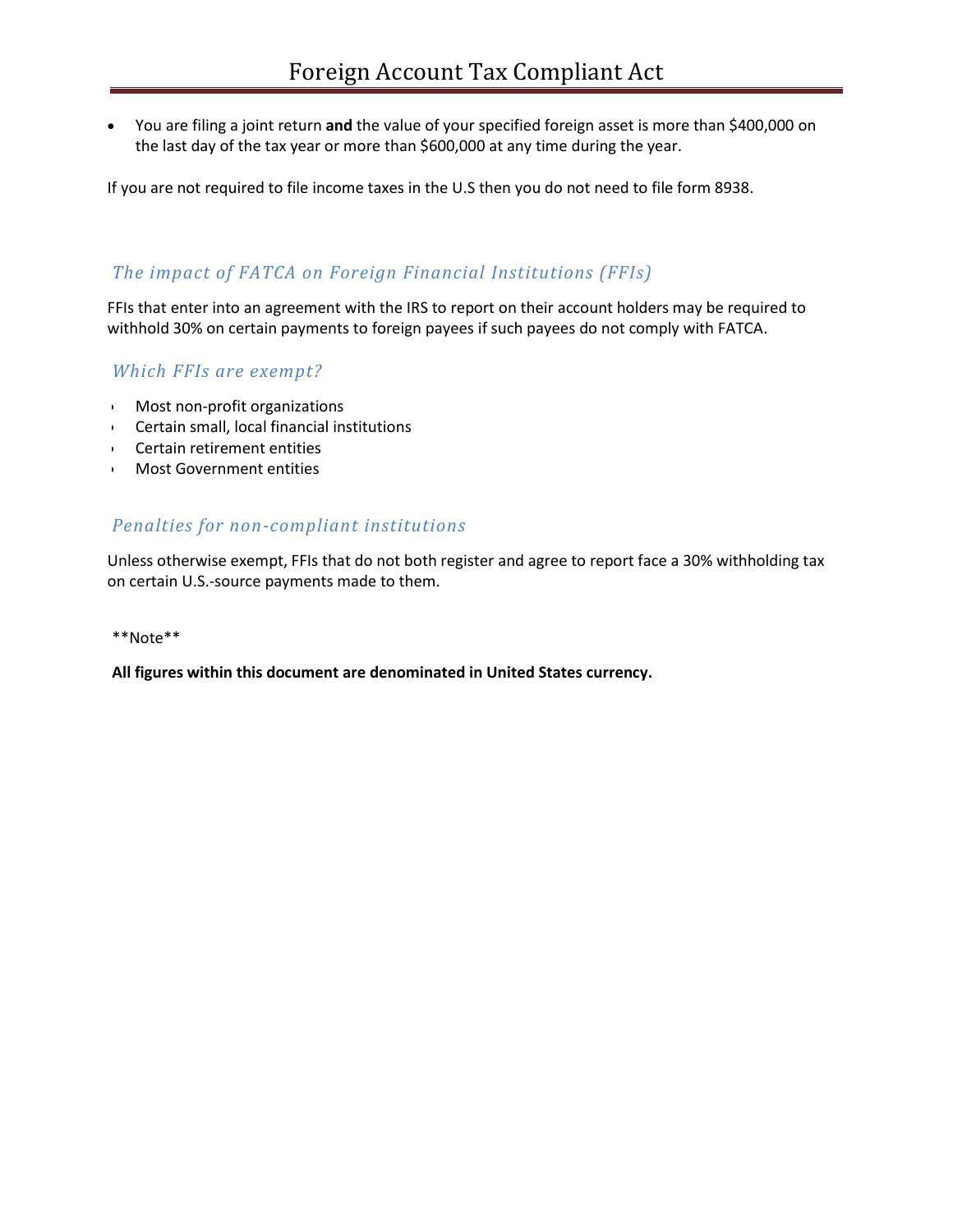- You are filing a joint return **and** the value of your specified foreign asset is more than $400,000 on the last day of the tax year or more than $600,000 at any time during the year.

If you are not required to file income taxes in the U.S then you do not need to file form 8938.

## *The impact of FATCA on Foreign Financial Institutions (FFIs)*

FFIs that enter into an agreement with the IRS to report on their account holders may be required to withhold 30% on certain payments to foreign payees if such payees do not comply with FATCA.

## *Which FFIs are exempt?*

- Most non-profit organizations
- Certain small, local financial institutions
- Certain retirement entities
- Most Government entities

## *Penalties for non-compliant institutions*

Unless otherwise exempt, FFIs that do not both register and agree to report face a 30% withholding tax on certain U.S.-source payments made to them.

**Note**

**All figures within this document are denominated in United States currency.**